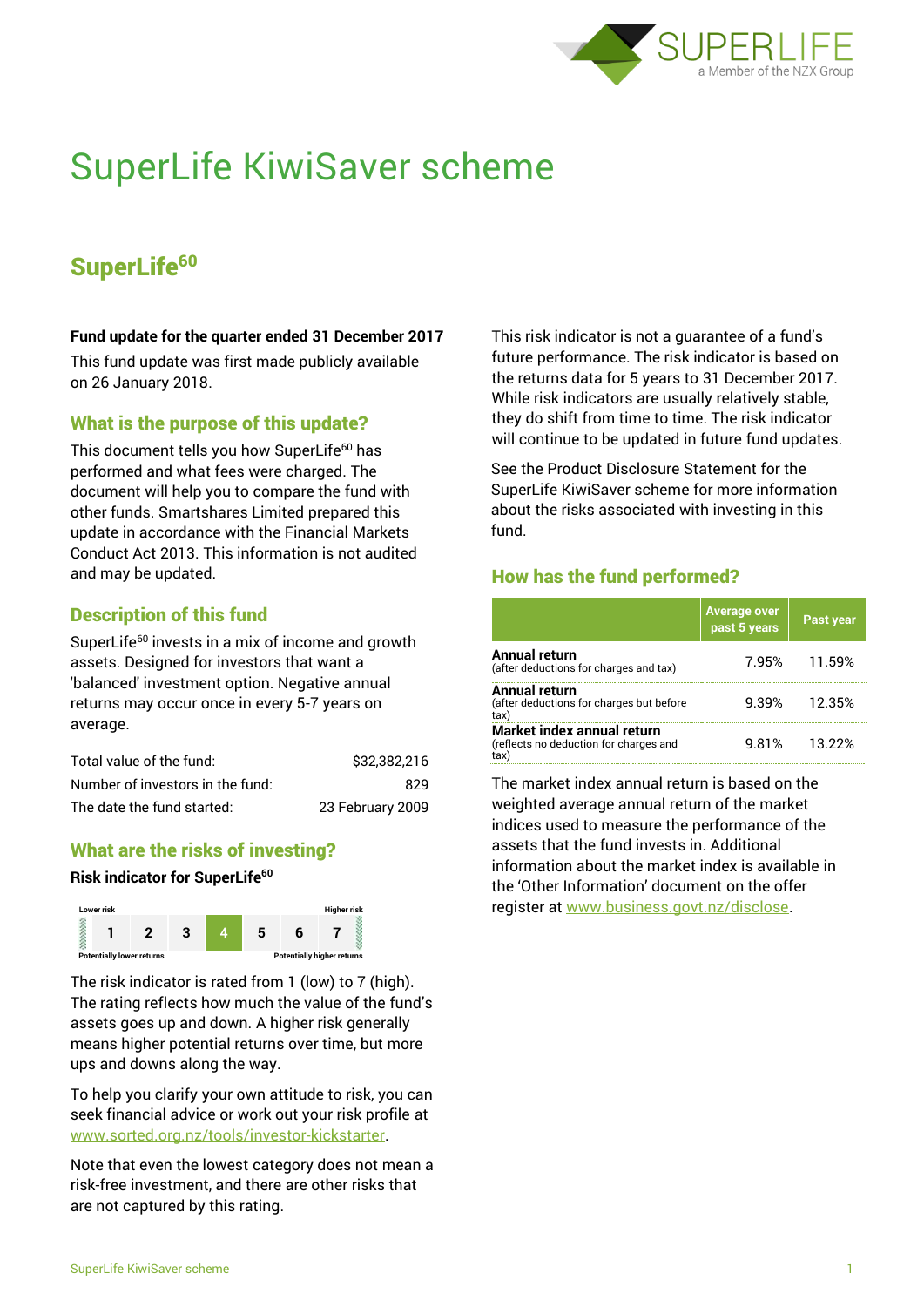# SuperLife KiwiSaver scheme

## SuperLife[60]

**Fund update for the quarter ended 31 December 2017**

This fund update was first made publicly available on 26 January 2018.

### What is the purpose of this update?

This document tells you how SuperLife[60] has performed and what fees were charged. The document will help you to compare the fund with other funds. Smartshares Limited prepared this update in accordance with the Financial Markets Conduct Act 2013. This information is not audited and may be updated.

### Description of this fund

SuperLife[60] invests in a mix of income and growth assets. Designed for investors that want a 'balanced' investment option. Negative annual returns may occur once in every 5-7 years on average.

| | |
|---|---|
| Total value of the fund: | $32,382,216 |
| Number of investors in the fund: | 829 |
| The date the fund started: | 23 February 2009 |

### What are the risks of investing?

**Risk indicator for SuperLife[60]**

Lower risk — Higher risk

| 1 | 2 | 3 | **4** | 5 | 6 | 7 |
|---|---|---|---|---|---|---|

Potentially lower returns — Potentially higher returns

The risk indicator is rated from 1 (low) to 7 (high). The rating reflects how much the value of the fund's assets goes up and down. A higher risk generally means higher potential returns over time, but more ups and downs along the way.

To help you clarify your own attitude to risk, you can seek financial advice or work out your risk profile at www.sorted.org.nz/tools/investor-kickstarter.

Note that even the lowest category does not mean a risk-free investment, and there are other risks that are not captured by this rating.

This risk indicator is not a guarantee of a fund's future performance. The risk indicator is based on the returns data for 5 years to 31 December 2017. While risk indicators are usually relatively stable, they do shift from time to time. The risk indicator will continue to be updated in future fund updates.

See the Product Disclosure Statement for the SuperLife KiwiSaver scheme for more information about the risks associated with investing in this fund.

### How has the fund performed?

| | Average over past 5 years | Past year |
|---|---|---|
| **Annual return** (after deductions for charges and tax) | 7.95% | 11.59% |
| **Annual return** (after deductions for charges but before tax) | 9.39% | 12.35% |
| **Market index annual return** (reflects no deduction for charges and tax) | 9.81% | 13.22% |

The market index annual return is based on the weighted average annual return of the market indices used to measure the performance of the assets that the fund invests in. Additional information about the market index is available in the 'Other Information' document on the offer register at www.business.govt.nz/disclose.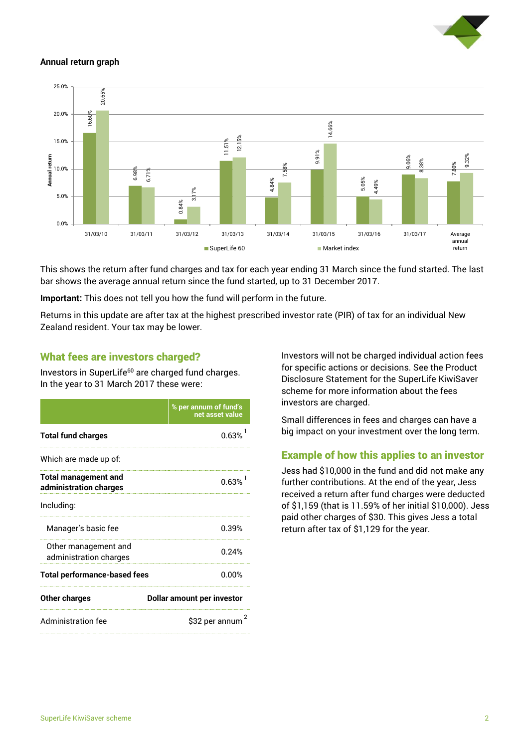## Annual return graph

| | SuperLife 60 | Market index |
|---|---|---|
| 31/03/10 | 16.60% | 20.65% |
| 31/03/11 | 6.98% | 6.71% |
| 31/03/12 | 0.84% | 3.17% |
| 31/03/13 | 11.51% | 12.15% |
| 31/03/14 | 4.84% | 7.58% |
| 31/03/15 | 9.91% | 14.66% |
| 31/03/16 | 5.05% | 4.49% |
| 31/03/17 | 9.06% | 8.38% |
| Average annual return | 7.80% | 9.32% |

This shows the return after fund charges and tax for each year ending 31 March since the fund started. The last bar shows the average annual return since the fund started, up to 31 December 2017.

**Important:** This does not tell you how the fund will perform in the future.

Returns in this update are after tax at the highest prescribed investor rate (PIR) of tax for an individual New Zealand resident. Your tax may be lower.

## What fees are investors charged?

Investors in SuperLife[60] are charged fund charges. In the year to 31 March 2017 these were:

| | % per annum of fund's net asset value |
|---|---|
| **Total fund charges** | 0.63% [1] |
| Which are made up of: | |
| **Total management and administration charges** | 0.63% [1] |
| Including: | |
| Manager's basic fee | 0.39% |
| Other management and administration charges | 0.24% |
| **Total performance-based fees** | 0.00% |
| **Other charges** | **Dollar amount per investor** |
| Administration fee | $32 per annum [2] |

Investors will not be charged individual action fees for specific actions or decisions. See the Product Disclosure Statement for the SuperLife KiwiSaver scheme for more information about the fees investors are charged.

Small differences in fees and charges can have a big impact on your investment over the long term.

## Example of how this applies to an investor

Jess had $10,000 in the fund and did not make any further contributions. At the end of the year, Jess received a return after fund charges were deducted of $1,159 (that is 11.59% of her initial $10,000). Jess paid other charges of $30. This gives Jess a total return after tax of $1,129 for the year.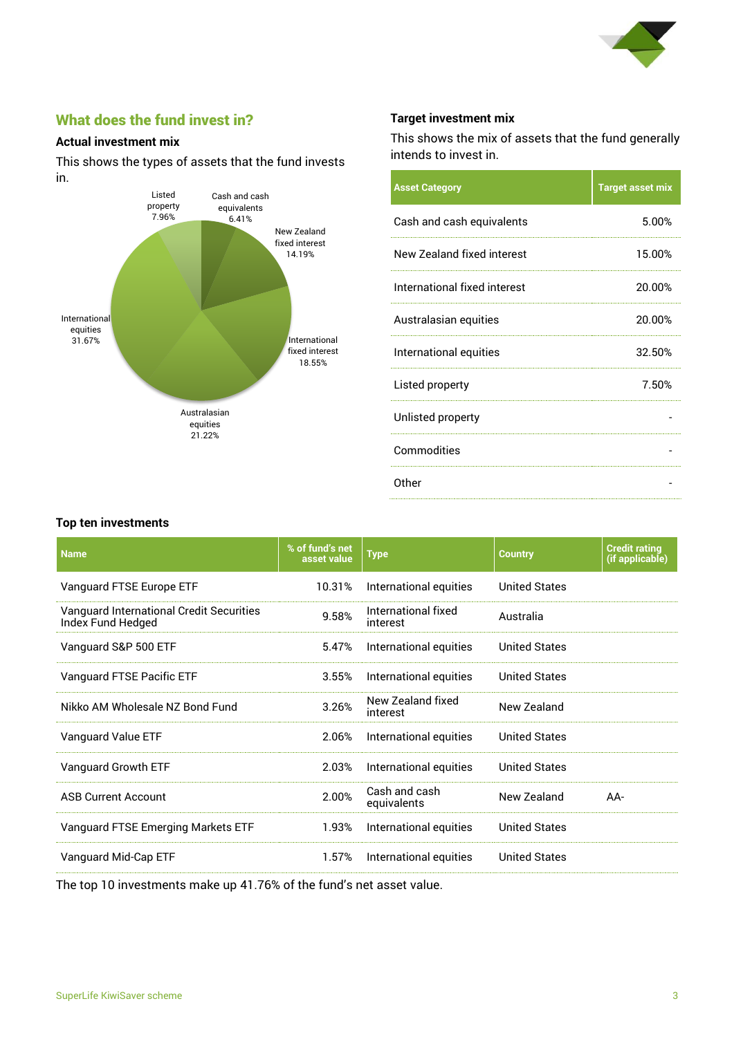## What does the fund invest in?

### Actual investment mix

This shows the types of assets that the fund invests in.

- Cash and cash equivalents 6.41%
- New Zealand fixed interest 14.19%
- International fixed interest 18.55%
- Australasian equities 21.22%
- International equities 31.67%
- Listed property 7.96%

### Target investment mix

This shows the mix of assets that the fund generally intends to invest in.

| Asset Category | Target asset mix |
|---|---|
| Cash and cash equivalents | 5.00% |
| New Zealand fixed interest | 15.00% |
| International fixed interest | 20.00% |
| Australasian equities | 20.00% |
| International equities | 32.50% |
| Listed property | 7.50% |
| Unlisted property | - |
| Commodities | - |
| Other | - |

### Top ten investments

| Name | % of fund's net asset value | Type | Country | Credit rating (if applicable) |
|---|---|---|---|---|
| Vanguard FTSE Europe ETF | 10.31% | International equities | United States | |
| Vanguard International Credit Securities Index Fund Hedged | 9.58% | International fixed interest | Australia | |
| Vanguard S&P 500 ETF | 5.47% | International equities | United States | |
| Vanguard FTSE Pacific ETF | 3.55% | International equities | United States | |
| Nikko AM Wholesale NZ Bond Fund | 3.26% | New Zealand fixed interest | New Zealand | |
| Vanguard Value ETF | 2.06% | International equities | United States | |
| Vanguard Growth ETF | 2.03% | International equities | United States | |
| ASB Current Account | 2.00% | Cash and cash equivalents | New Zealand | AA- |
| Vanguard FTSE Emerging Markets ETF | 1.93% | International equities | United States | |
| Vanguard Mid-Cap ETF | 1.57% | International equities | United States | |

The top 10 investments make up 41.76% of the fund's net asset value.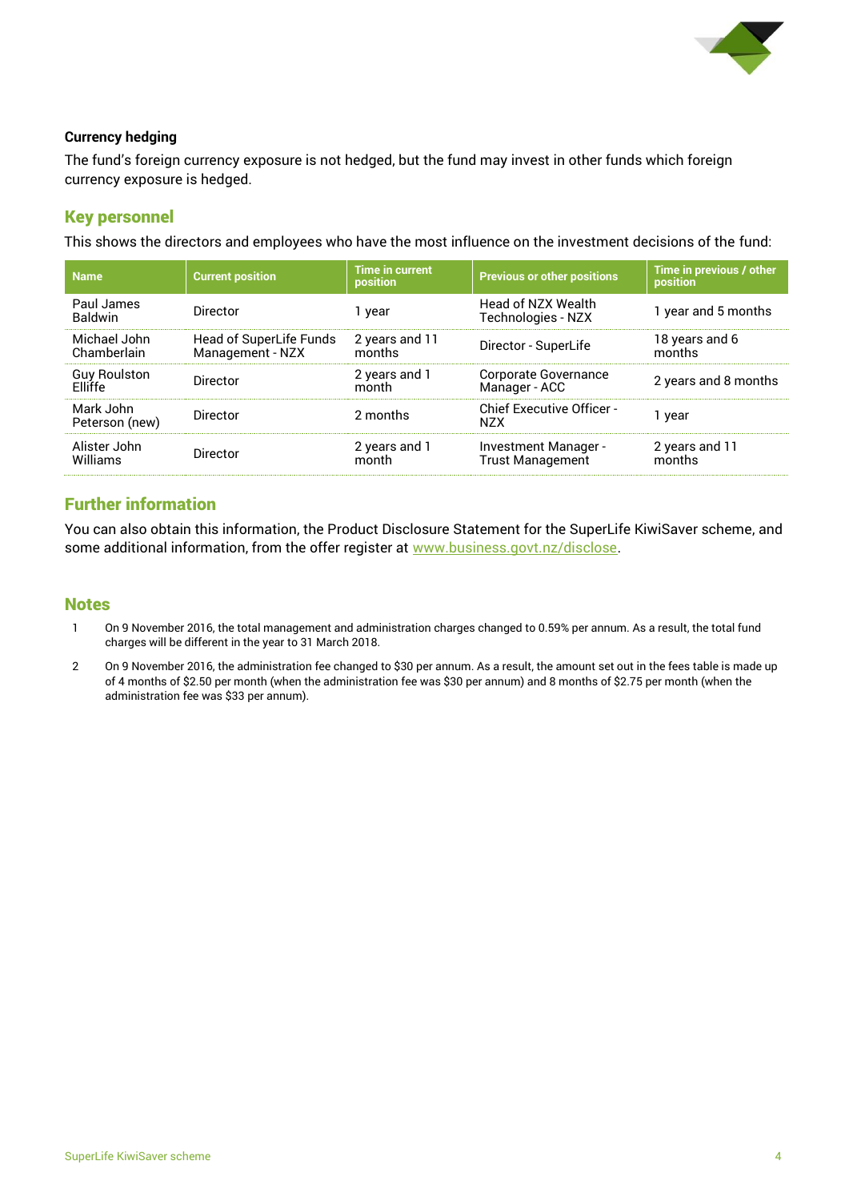**Currency hedging**

The fund's foreign currency exposure is not hedged, but the fund may invest in other funds which foreign currency exposure is hedged.

## Key personnel

This shows the directors and employees who have the most influence on the investment decisions of the fund:

| Name | Current position | Time in current position | Previous or other positions | Time in previous / other position |
|---|---|---|---|---|
| Paul James Baldwin | Director | 1 year | Head of NZX Wealth Technologies - NZX | 1 year and 5 months |
| Michael John Chamberlain | Head of SuperLife Funds Management - NZX | 2 years and 11 months | Director - SuperLife | 18 years and 6 months |
| Guy Roulston Elliffe | Director | 2 years and 1 month | Corporate Governance Manager - ACC | 2 years and 8 months |
| Mark John Peterson (new) | Director | 2 months | Chief Executive Officer - NZX | 1 year |
| Alister John Williams | Director | 2 years and 1 month | Investment Manager - Trust Management | 2 years and 11 months |

## Further information

You can also obtain this information, the Product Disclosure Statement for the SuperLife KiwiSaver scheme, and some additional information, from the offer register at www.business.govt.nz/disclose.

## Notes

1. On 9 November 2016, the total management and administration charges changed to 0.59% per annum. As a result, the total fund charges will be different in the year to 31 March 2018.
2. On 9 November 2016, the administration fee changed to $30 per annum. As a result, the amount set out in the fees table is made up of 4 months of $2.50 per month (when the administration fee was $30 per annum) and 8 months of $2.75 per month (when the administration fee was $33 per annum).